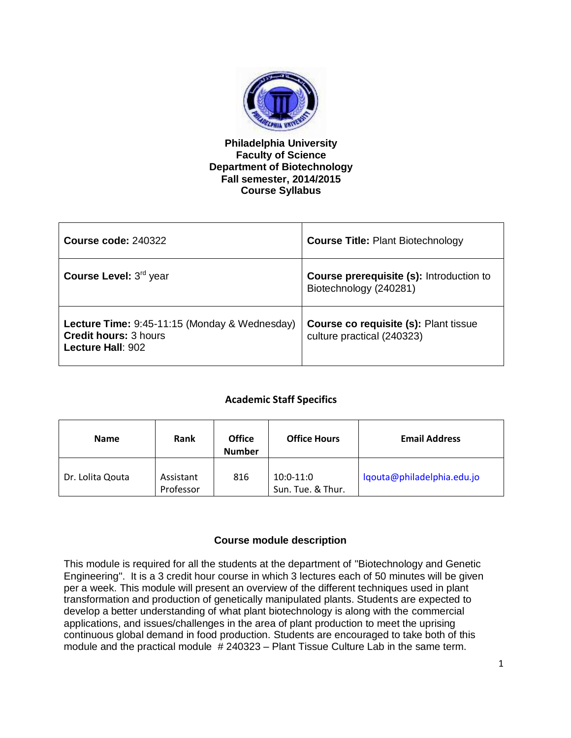**Philadelphia University**
**Faculty of Science**
**Department of Biotechnology**
**Fall semester, 2014/2015**
**Course Syllabus**

| **Course code:** 240322 | **Course Title:** Plant Biotechnology |
|---|---|
| **Course Level:** 3rd year | **Course prerequisite (s):** Introduction to Biotechnology (240281) |
| **Lecture Time:** 9:45-11:15 (Monday & Wednesday)<br>**Credit hours:** 3 hours<br>**Lecture Hall**: 902 | **Course co requisite (s):** Plant tissue culture practical (240323) |

### Academic Staff Specifics

| Name | Rank | Office Number | Office Hours | Email Address |
|---|---|---|---|---|
| Dr. Lolita Qouta | Assistant Professor | 816 | 10:0-11:0 Sun. Tue. & Thur. | lqouta@philadelphia.edu.jo |

### Course module description

This module is required for all the students at the department of "Biotechnology and Genetic Engineering". It is a 3 credit hour course in which 3 lectures each of 50 minutes will be given per a week. This module will present an overview of the different techniques used in plant transformation and production of genetically manipulated plants. Students are expected to develop a better understanding of what plant biotechnology is along with the commercial applications, and issues/challenges in the area of plant production to meet the uprising continuous global demand in food production. Students are encouraged to take both of this module and the practical module # 240323 – Plant Tissue Culture Lab in the same term.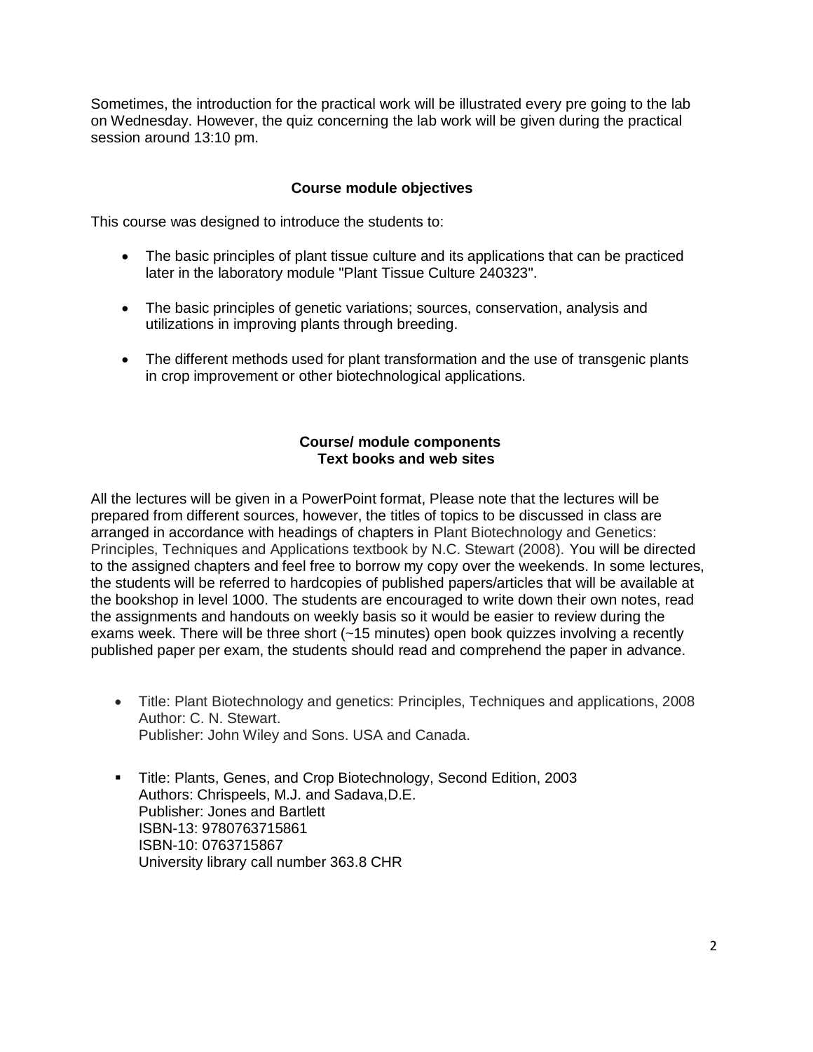Sometimes, the introduction for the practical work will be illustrated every pre going to the lab on Wednesday. However, the quiz concerning the lab work will be given during the practical session around 13:10 pm.

### Course module objectives

This course was designed to introduce the students to:

- The basic principles of plant tissue culture and its applications that can be practiced later in the laboratory module "Plant Tissue Culture 240323".
- The basic principles of genetic variations; sources, conservation, analysis and utilizations in improving plants through breeding.
- The different methods used for plant transformation and the use of transgenic plants in crop improvement or other biotechnological applications.

### Course/ module components
### Text books and web sites

All the lectures will be given in a PowerPoint format, Please note that the lectures will be prepared from different sources, however, the titles of topics to be discussed in class are arranged in accordance with headings of chapters in Plant Biotechnology and Genetics: Principles, Techniques and Applications textbook by N.C. Stewart (2008). You will be directed to the assigned chapters and feel free to borrow my copy over the weekends. In some lectures, the students will be referred to hardcopies of published papers/articles that will be available at the bookshop in level 1000. The students are encouraged to write down their own notes, read the assignments and handouts on weekly basis so it would be easier to review during the exams week. There will be three short (~15 minutes) open book quizzes involving a recently published paper per exam, the students should read and comprehend the paper in advance.

- Title: Plant Biotechnology and genetics: Principles, Techniques and applications, 2008
  Author: C. N. Stewart.
  Publisher: John Wiley and Sons. USA and Canada.

- Title: Plants, Genes, and Crop Biotechnology, Second Edition, 2003
  Authors: Chrispeels, M.J. and Sadava,D.E.
  Publisher: Jones and Bartlett
  ISBN-13: 9780763715861
  ISBN-10: 0763715867
  University library call number 363.8 CHR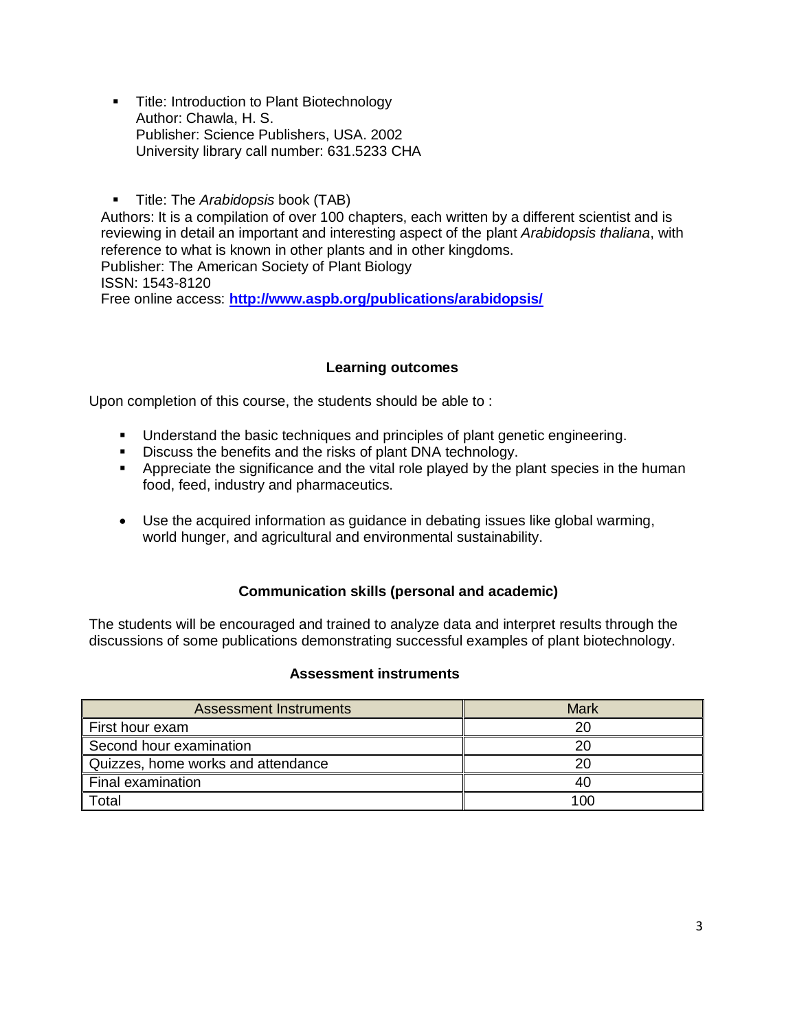- Title: Introduction to Plant Biotechnology
  Author: Chawla, H. S.
  Publisher: Science Publishers, USA. 2002
  University library call number: 631.5233 CHA

- Title: The *Arabidopsis* book (TAB)

Authors: It is a compilation of over 100 chapters, each written by a different scientist and is reviewing in detail an important and interesting aspect of the plant *Arabidopsis thaliana*, with reference to what is known in other plants and in other kingdoms.
Publisher: The American Society of Plant Biology
ISSN: 1543-8120
Free online access: **http://www.aspb.org/publications/arabidopsis/**

## Learning outcomes

Upon completion of this course, the students should be able to :

- Understand the basic techniques and principles of plant genetic engineering.
- Discuss the benefits and the risks of plant DNA technology.
- Appreciate the significance and the vital role played by the plant species in the human food, feed, industry and pharmaceutics.

- Use the acquired information as guidance in debating issues like global warming, world hunger, and agricultural and environmental sustainability.

## Communication skills (personal and academic)

The students will be encouraged and trained to analyze data and interpret results through the discussions of some publications demonstrating successful examples of plant biotechnology.

## Assessment instruments

| Assessment Instruments | Mark |
|---|---|
| First hour exam | 20 |
| Second hour examination | 20 |
| Quizzes, home works and attendance | 20 |
| Final examination | 40 |
| Total | 100 |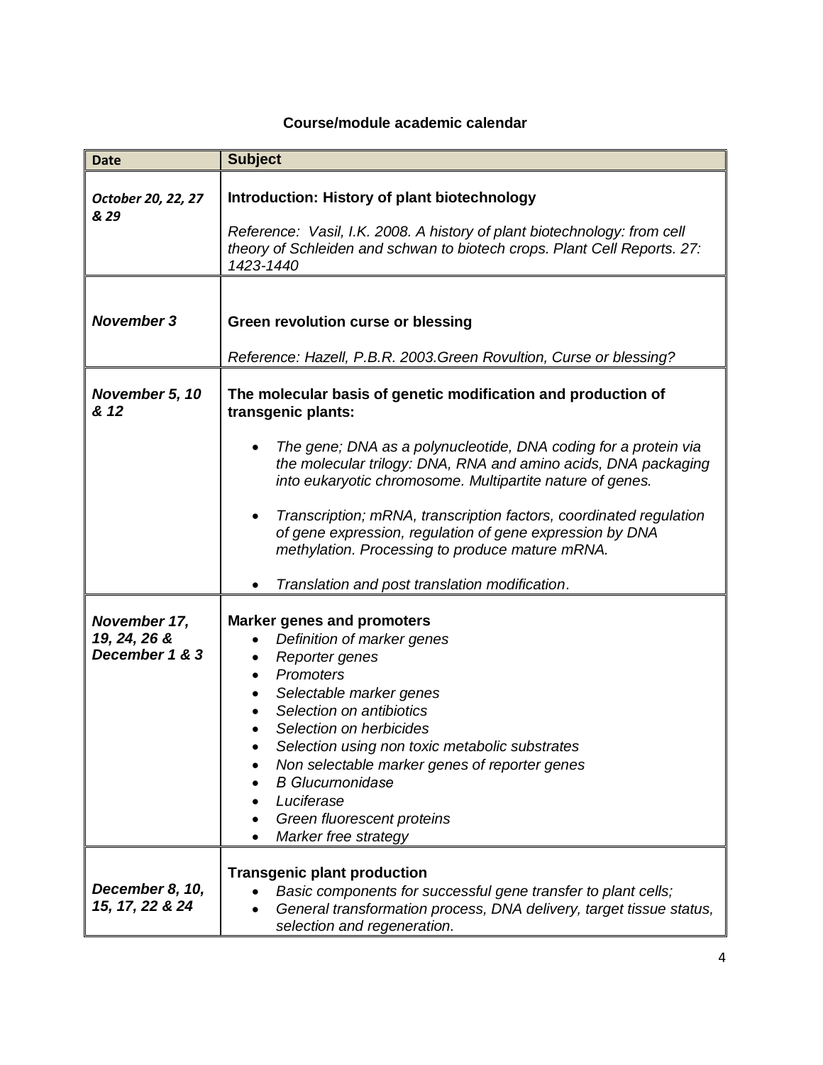**Course/module academic calendar**

| Date | Subject |
|---|---|
| *October 20, 22, 27 & 29* | **Introduction: History of plant biotechnology**<br><br>*Reference: Vasil, I.K. 2008. A history of plant biotechnology: from cell theory of Schleiden and schwan to biotech crops. Plant Cell Reports. 27: 1423-1440* |
| ***November 3*** | **Green revolution curse or blessing**<br><br>*Reference: Hazell, P.B.R. 2003.Green Rovultion, Curse or blessing?* |
| ***November 5, 10 & 12*** | **The molecular basis of genetic modification and production of transgenic plants:**<br><br>• *The gene; DNA as a polynucleotide, DNA coding for a protein via the molecular trilogy: DNA, RNA and amino acids, DNA packaging into eukaryotic chromosome. Multipartite nature of genes.*<br><br>• *Transcription; mRNA, transcription factors, coordinated regulation of gene expression, regulation of gene expression by DNA methylation. Processing to produce mature mRNA.*<br><br>• *Translation and post translation modification*. |
| ***November 17, 19, 24, 26 & December 1 & 3*** | **Marker genes and promoters**<br>• *Definition of marker genes*<br>• *Reporter genes*<br>• *Promoters*<br>• *Selectable marker genes*<br>• *Selection on antibiotics*<br>• *Selection on herbicides*<br>• *Selection using non toxic metabolic substrates*<br>• *Non selectable marker genes of reporter genes*<br>• *B Glucurnonidase*<br>• *Luciferase*<br>• *Green fluorescent proteins*<br>• *Marker free strategy* |
| ***December 8, 10, 15, 17, 22 & 24*** | **Transgenic plant production**<br>• *Basic components for successful gene transfer to plant cells;*<br>• *General transformation process, DNA delivery, target tissue status, selection and regeneration.* |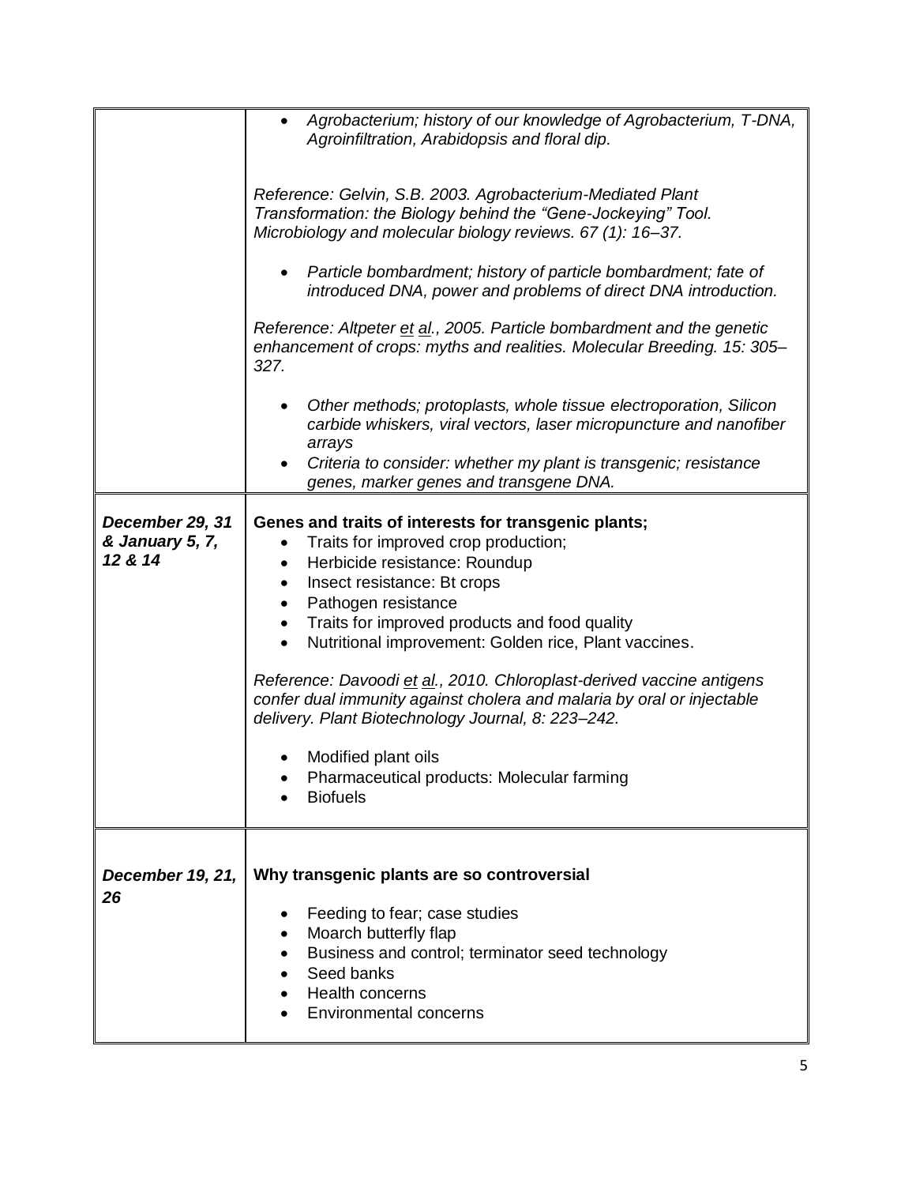| | |
|---|---|
| | • *Agrobacterium; history of our knowledge of Agrobacterium, T-DNA, Agroinfiltration, Arabidopsis and floral dip.*<br><br>*Reference: Gelvin, S.B. 2003. Agrobacterium-Mediated Plant Transformation: the Biology behind the "Gene-Jockeying" Tool. Microbiology and molecular biology reviews. 67 (1): 16–37.*<br><br>• *Particle bombardment; history of particle bombardment; fate of introduced DNA, power and problems of direct DNA introduction.*<br><br>*Reference: Altpeter et al., 2005. Particle bombardment and the genetic enhancement of crops: myths and realities. Molecular Breeding. 15: 305–327.*<br><br>• *Other methods; protoplasts, whole tissue electroporation, Silicon carbide whiskers, viral vectors, laser micropuncture and nanofiber arrays*<br>• *Criteria to consider: whether my plant is transgenic; resistance genes, marker genes and transgene DNA.* |
| ***December 29, 31 & January 5, 7, 12 & 14*** | **Genes and traits of interests for transgenic plants;**<br>• Traits for improved crop production;<br>• Herbicide resistance: Roundup<br>• Insect resistance: Bt crops<br>• Pathogen resistance<br>• Traits for improved products and food quality<br>• Nutritional improvement: Golden rice, Plant vaccines.<br><br>*Reference: Davoodi et al., 2010. Chloroplast-derived vaccine antigens confer dual immunity against cholera and malaria by oral or injectable delivery. Plant Biotechnology Journal, 8: 223–242.*<br><br>• Modified plant oils<br>• Pharmaceutical products: Molecular farming<br>• Biofuels |
| ***December 19, 21, 26*** | **Why transgenic plants are so controversial**<br><br>• Feeding to fear; case studies<br>• Moarch butterfly flap<br>• Business and control; terminator seed technology<br>• Seed banks<br>• Health concerns<br>• Environmental concerns |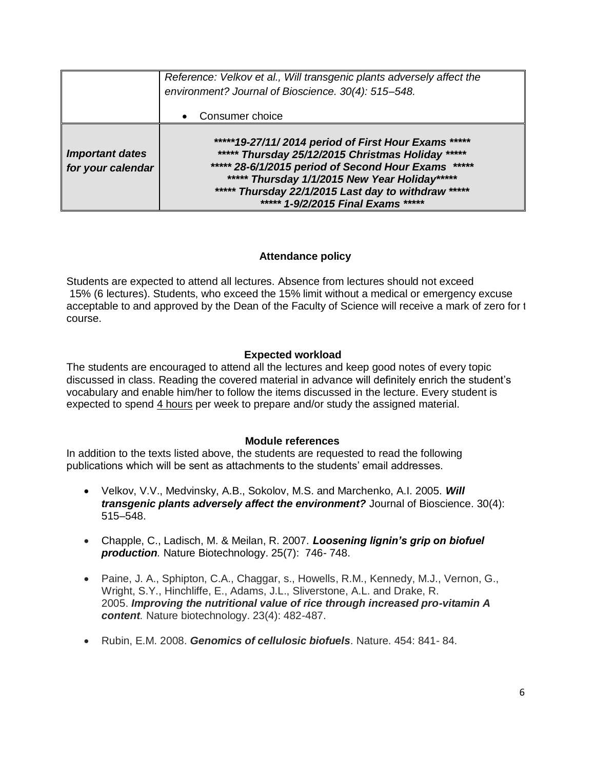|  | *Reference: Velkov et al., Will transgenic plants adversely affect the environment? Journal of Bioscience. 30(4): 515–548.*<br><br>• Consumer choice |
|---|---|
| ***Important dates for your calendar*** | ******19-27/11/ 2014 period of First Hour Exams ******<br>****** Thursday 25/12/2015 Christmas Holiday ******<br>****** 28-6/1/2015 period of Second Hour Exams ******<br>****** Thursday 1/1/2015 New Year Holiday******<br>****** Thursday 22/1/2015 Last day to withdraw ******<br>****** 1-9/2/2015 Final Exams ****** |

### Attendance policy

Students are expected to attend all lectures. Absence from lectures should not exceed 15% (6 lectures). Students, who exceed the 15% limit without a medical or emergency excuse acceptable to and approved by the Dean of the Faculty of Science will receive a mark of zero for t course.

### Expected workload

The students are encouraged to attend all the lectures and keep good notes of every topic discussed in class. Reading the covered material in advance will definitely enrich the student's vocabulary and enable him/her to follow the items discussed in the lecture. Every student is expected to spend 4 hours per week to prepare and/or study the assigned material.

### Module references

In addition to the texts listed above, the students are requested to read the following publications which will be sent as attachments to the students' email addresses.

- Velkov, V.V., Medvinsky, A.B., Sokolov, M.S. and Marchenko, A.I. 2005. ***Will transgenic plants adversely affect the environment?*** Journal of Bioscience. 30(4): 515–548.
- Chapple, C., Ladisch, M. & Meilan, R. 2007. ***Loosening lignin's grip on biofuel production.*** Nature Biotechnology. 25(7): 746- 748.
- Paine, J. A., Sphipton, C.A., Chaggar, s., Howells, R.M., Kennedy, M.J., Vernon, G., Wright, S.Y., Hinchliffe, E., Adams, J.L., Sliverstone, A.L. and Drake, R. 2005. ***Improving the nutritional value of rice through increased pro-vitamin A content.*** Nature biotechnology. 23(4): 482-487.
- Rubin, E.M. 2008. ***Genomics of cellulosic biofuels***. Nature. 454: 841- 84.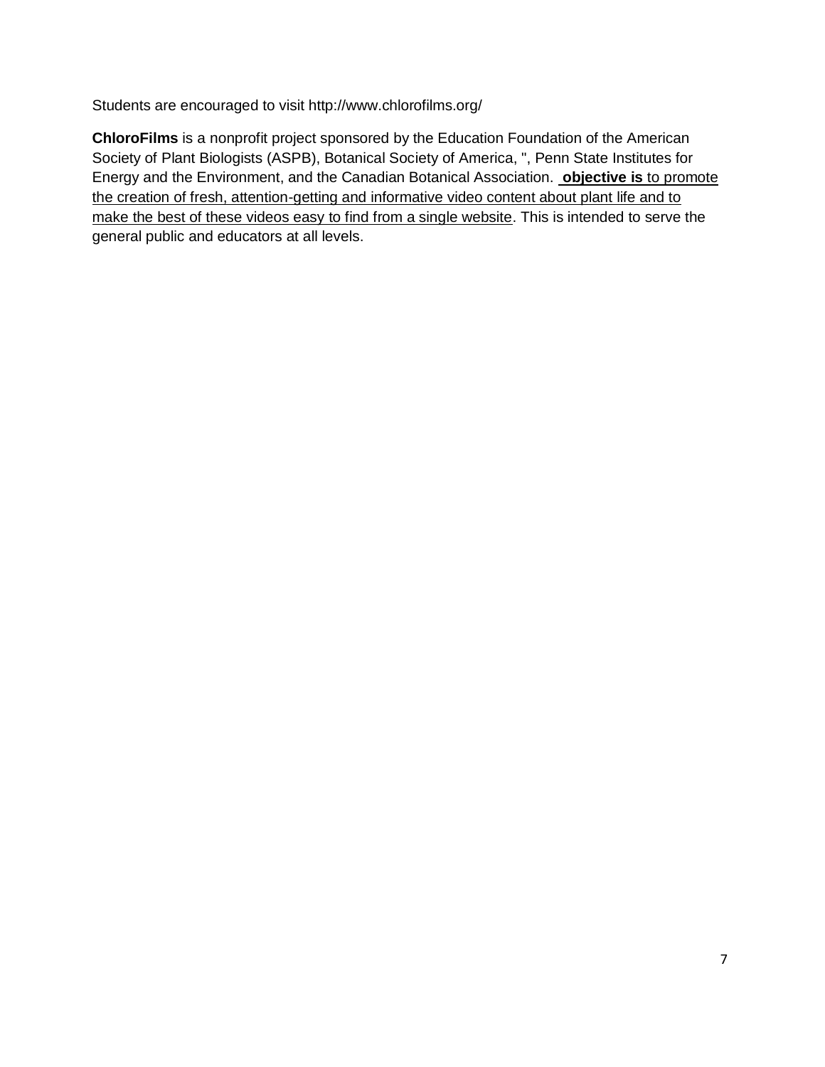Students are encouraged to visit http://www.chlorofilms.org/

**ChloroFilms** is a nonprofit project sponsored by the Education Foundation of the American Society of Plant Biologists (ASPB), Botanical Society of America, ", Penn State Institutes for Energy and the Environment, and the Canadian Botanical Association. <u>**objective is** to promote the creation of fresh, attention-getting and informative video content about plant life and to make the best of these videos easy to find from a single website</u>. This is intended to serve the general public and educators at all levels.